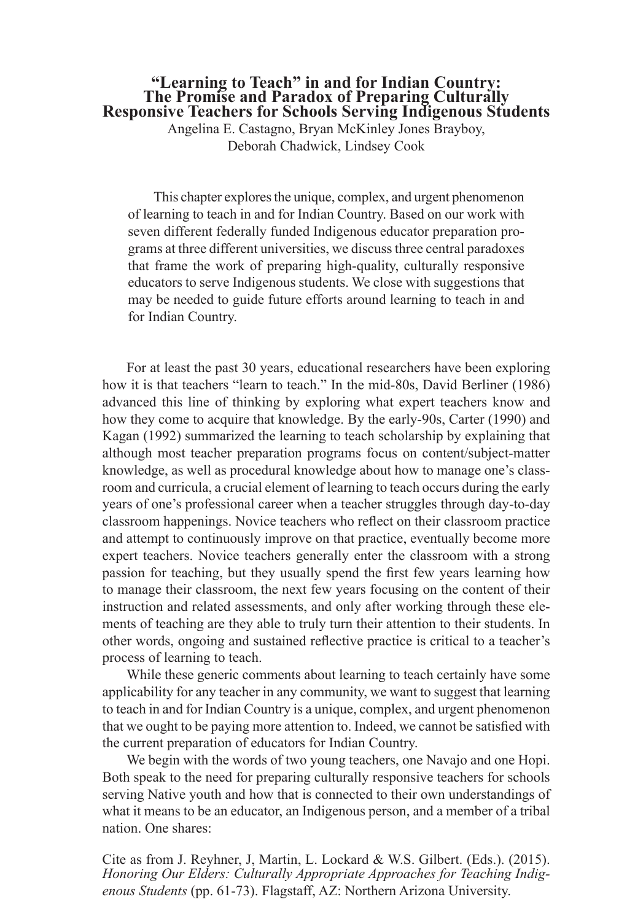# "Learning to Teach" in and for Indian Country: The Promise and Paradox of Preparing Culturally Responsive Teachers for Schools Serving Indigenous Students

Angelina E. Castagno, Bryan McKinley Jones Brayboy, Deborah Chadwick, Lindsey Cook

> This chapter explores the unique, complex, and urgent phenomenon of learning to teach in and for Indian Country. Based on our work with seven different federally funded Indigenous educator preparation programs at three different universities, we discuss three central paradoxes that frame the work of preparing high-quality, culturally responsive educators to serve Indigenous students. We close with suggestions that may be needed to guide future efforts around learning to teach in and for Indian Country.

For at least the past 30 years, educational researchers have been exploring how it is that teachers "learn to teach." In the mid-80s, David Berliner (1986) advanced this line of thinking by exploring what expert teachers know and how they come to acquire that knowledge. By the early-90s, Carter (1990) and Kagan (1992) summarized the learning to teach scholarship by explaining that although most teacher preparation programs focus on content/subject-matter knowledge, as well as procedural knowledge about how to manage one's classroom and curricula, a crucial element of learning to teach occurs during the early years of one's professional career when a teacher struggles through day-to-day classroom happenings. Novice teachers who reflect on their classroom practice and attempt to continuously improve on that practice, eventually become more expert teachers. Novice teachers generally enter the classroom with a strong passion for teaching, but they usually spend the first few years learning how to manage their classroom, the next few years focusing on the content of their instruction and related assessments, and only after working through these elements of teaching are they able to truly turn their attention to their students. In other words, ongoing and sustained reflective practice is critical to a teacher's process of learning to teach.

While these generic comments about learning to teach certainly have some applicability for any teacher in any community, we want to suggest that learning to teach in and for Indian Country is a unique, complex, and urgent phenomenon that we ought to be paying more attention to. Indeed, we cannot be satisfied with the current preparation of educators for Indian Country.

We begin with the words of two young teachers, one Navajo and one Hopi. Both speak to the need for preparing culturally responsive teachers for schools serving Native youth and how that is connected to their own understandings of what it means to be an educator, an Indigenous person, and a member of a tribal nation. One shares:

Cite as from J. Reyhner, J, Martin, L. Lockard & W.S. Gilbert. (Eds.). (2015). *Honoring Our Elders: Culturally Appropriate Approaches for Teaching Indigenous Students* (pp. 61-73). Flagstaff, AZ: Northern Arizona University.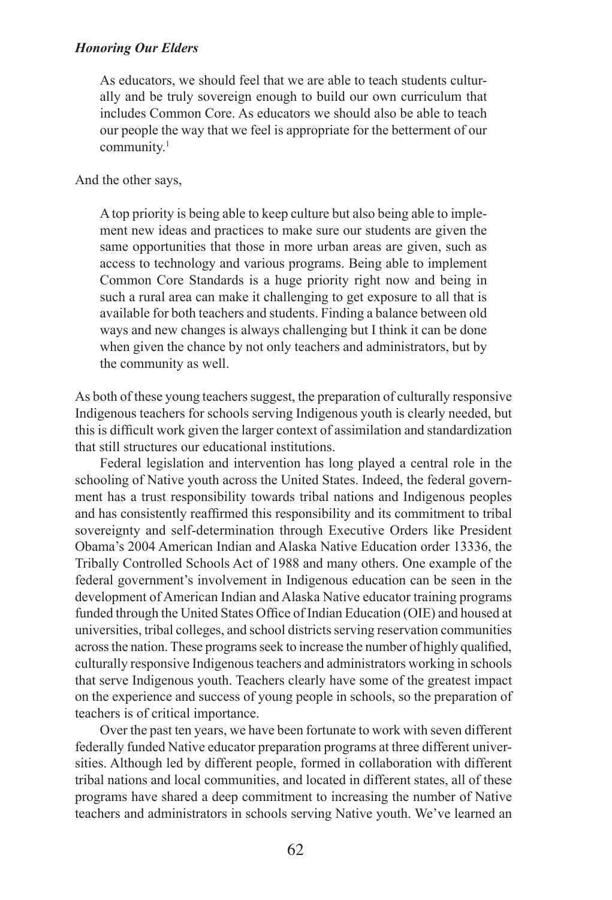> As educators, we should feel that we are able to teach students culturally and be truly sovereign enough to build our own curriculum that includes Common Core. As educators we should also be able to teach our people the way that we feel is appropriate for the betterment of our community.[1]

And the other says,

> A top priority is being able to keep culture but also being able to implement new ideas and practices to make sure our students are given the same opportunities that those in more urban areas are given, such as access to technology and various programs. Being able to implement Common Core Standards is a huge priority right now and being in such a rural area can make it challenging to get exposure to all that is available for both teachers and students. Finding a balance between old ways and new changes is always challenging but I think it can be done when given the chance by not only teachers and administrators, but by the community as well.

As both of these young teachers suggest, the preparation of culturally responsive Indigenous teachers for schools serving Indigenous youth is clearly needed, but this is difficult work given the larger context of assimilation and standardization that still structures our educational institutions.

Federal legislation and intervention has long played a central role in the schooling of Native youth across the United States. Indeed, the federal government has a trust responsibility towards tribal nations and Indigenous peoples and has consistently reaffirmed this responsibility and its commitment to tribal sovereignty and self-determination through Executive Orders like President Obama's 2004 American Indian and Alaska Native Education order 13336, the Tribally Controlled Schools Act of 1988 and many others. One example of the federal government's involvement in Indigenous education can be seen in the development of American Indian and Alaska Native educator training programs funded through the United States Office of Indian Education (OIE) and housed at universities, tribal colleges, and school districts serving reservation communities across the nation. These programs seek to increase the number of highly qualified, culturally responsive Indigenous teachers and administrators working in schools that serve Indigenous youth. Teachers clearly have some of the greatest impact on the experience and success of young people in schools, so the preparation of teachers is of critical importance.

Over the past ten years, we have been fortunate to work with seven different federally funded Native educator preparation programs at three different universities. Although led by different people, formed in collaboration with different tribal nations and local communities, and located in different states, all of these programs have shared a deep commitment to increasing the number of Native teachers and administrators in schools serving Native youth. We've learned an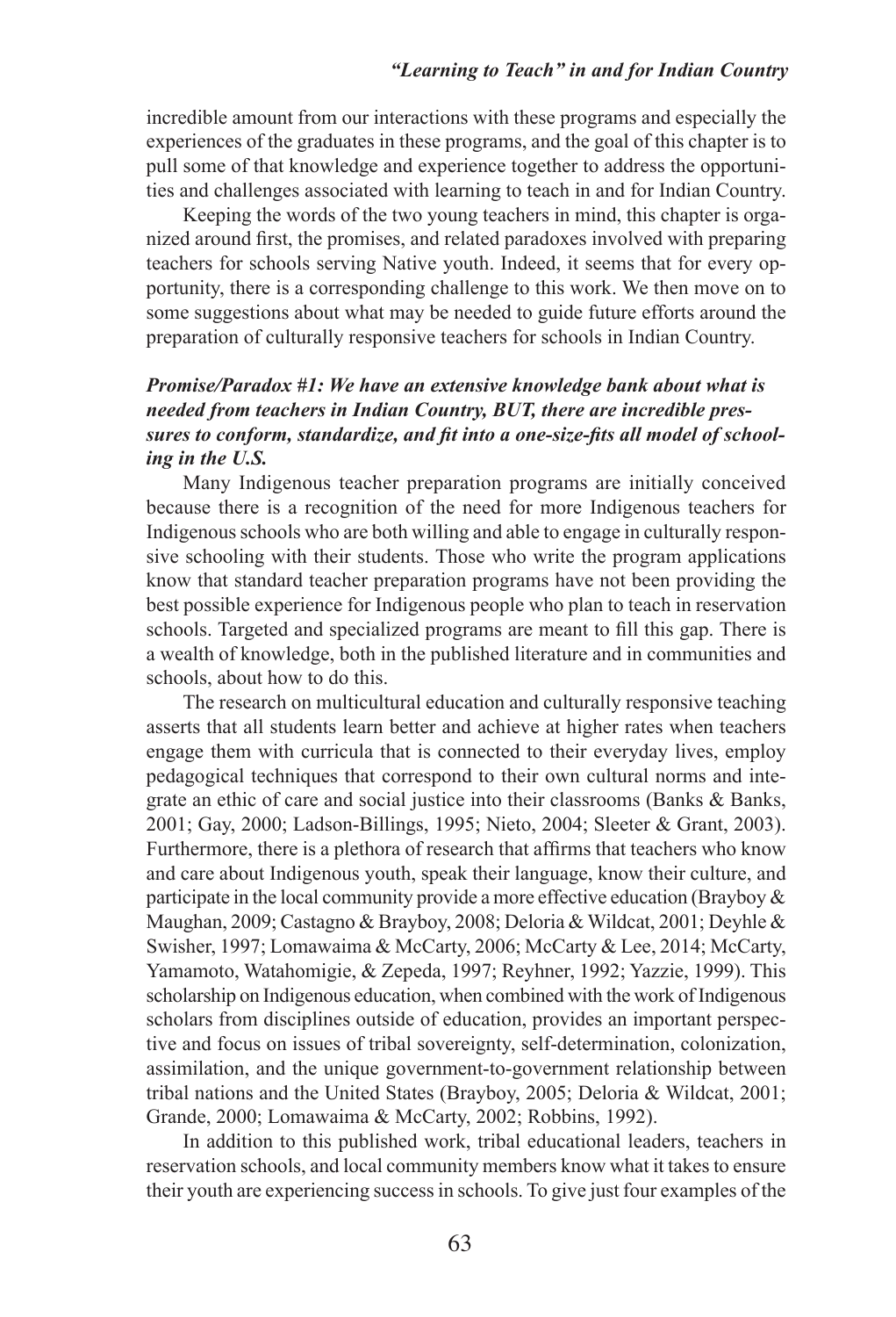incredible amount from our interactions with these programs and especially the experiences of the graduates in these programs, and the goal of this chapter is to pull some of that knowledge and experience together to address the opportunities and challenges associated with learning to teach in and for Indian Country.

Keeping the words of the two young teachers in mind, this chapter is organized around first, the promises, and related paradoxes involved with preparing teachers for schools serving Native youth. Indeed, it seems that for every opportunity, there is a corresponding challenge to this work. We then move on to some suggestions about what may be needed to guide future efforts around the preparation of culturally responsive teachers for schools in Indian Country.

### *Promise/Paradox #1: We have an extensive knowledge bank about what is needed from teachers in Indian Country, BUT, there are incredible pressures to conform, standardize, and fit into a one-size-fits all model of schooling in the U.S.*

Many Indigenous teacher preparation programs are initially conceived because there is a recognition of the need for more Indigenous teachers for Indigenous schools who are both willing and able to engage in culturally responsive schooling with their students. Those who write the program applications know that standard teacher preparation programs have not been providing the best possible experience for Indigenous people who plan to teach in reservation schools. Targeted and specialized programs are meant to fill this gap. There is a wealth of knowledge, both in the published literature and in communities and schools, about how to do this.

The research on multicultural education and culturally responsive teaching asserts that all students learn better and achieve at higher rates when teachers engage them with curricula that is connected to their everyday lives, employ pedagogical techniques that correspond to their own cultural norms and integrate an ethic of care and social justice into their classrooms (Banks & Banks, 2001; Gay, 2000; Ladson-Billings, 1995; Nieto, 2004; Sleeter & Grant, 2003). Furthermore, there is a plethora of research that affirms that teachers who know and care about Indigenous youth, speak their language, know their culture, and participate in the local community provide a more effective education (Brayboy & Maughan, 2009; Castagno & Brayboy, 2008; Deloria & Wildcat, 2001; Deyhle & Swisher, 1997; Lomawaima & McCarty, 2006; McCarty & Lee, 2014; McCarty, Yamamoto, Watahomigie, & Zepeda, 1997; Reyhner, 1992; Yazzie, 1999). This scholarship on Indigenous education, when combined with the work of Indigenous scholars from disciplines outside of education, provides an important perspective and focus on issues of tribal sovereignty, self-determination, colonization, assimilation, and the unique government-to-government relationship between tribal nations and the United States (Brayboy, 2005; Deloria & Wildcat, 2001; Grande, 2000; Lomawaima & McCarty, 2002; Robbins, 1992).

In addition to this published work, tribal educational leaders, teachers in reservation schools, and local community members know what it takes to ensure their youth are experiencing success in schools. To give just four examples of the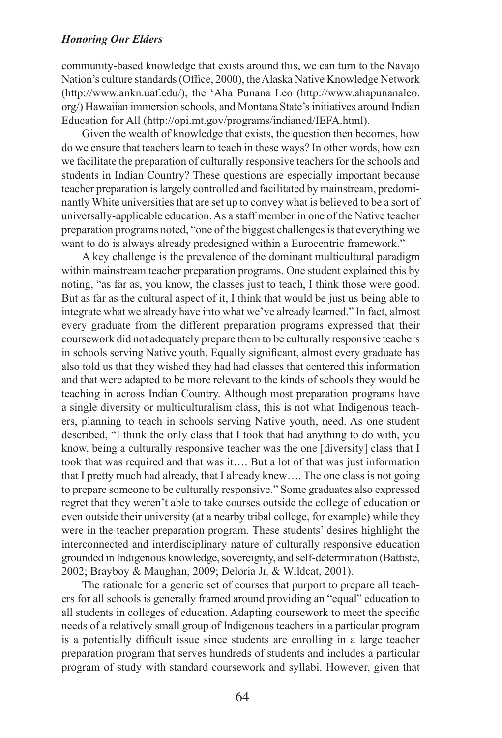community-based knowledge that exists around this, we can turn to the Navajo Nation's culture standards (Office, 2000), the Alaska Native Knowledge Network (http://www.ankn.uaf.edu/), the 'Aha Punana Leo (http://www.ahapunanaleo.org/) Hawaiian immersion schools, and Montana State's initiatives around Indian Education for All (http://opi.mt.gov/programs/indianed/IEFA.html).

Given the wealth of knowledge that exists, the question then becomes, how do we ensure that teachers learn to teach in these ways? In other words, how can we facilitate the preparation of culturally responsive teachers for the schools and students in Indian Country? These questions are especially important because teacher preparation is largely controlled and facilitated by mainstream, predominantly White universities that are set up to convey what is believed to be a sort of universally-applicable education. As a staff member in one of the Native teacher preparation programs noted, "one of the biggest challenges is that everything we want to do is always already predesigned within a Eurocentric framework."

A key challenge is the prevalence of the dominant multicultural paradigm within mainstream teacher preparation programs. One student explained this by noting, "as far as, you know, the classes just to teach, I think those were good. But as far as the cultural aspect of it, I think that would be just us being able to integrate what we already have into what we've already learned." In fact, almost every graduate from the different preparation programs expressed that their coursework did not adequately prepare them to be culturally responsive teachers in schools serving Native youth. Equally significant, almost every graduate has also told us that they wished they had had classes that centered this information and that were adapted to be more relevant to the kinds of schools they would be teaching in across Indian Country. Although most preparation programs have a single diversity or multiculturalism class, this is not what Indigenous teachers, planning to teach in schools serving Native youth, need. As one student described, "I think the only class that I took that had anything to do with, you know, being a culturally responsive teacher was the one [diversity] class that I took that was required and that was it…. But a lot of that was just information that I pretty much had already, that I already knew…. The one class is not going to prepare someone to be culturally responsive." Some graduates also expressed regret that they weren't able to take courses outside the college of education or even outside their university (at a nearby tribal college, for example) while they were in the teacher preparation program. These students' desires highlight the interconnected and interdisciplinary nature of culturally responsive education grounded in Indigenous knowledge, sovereignty, and self-determination (Battiste, 2002; Brayboy & Maughan, 2009; Deloria Jr. & Wildcat, 2001).

The rationale for a generic set of courses that purport to prepare all teachers for all schools is generally framed around providing an "equal" education to all students in colleges of education. Adapting coursework to meet the specific needs of a relatively small group of Indigenous teachers in a particular program is a potentially difficult issue since students are enrolling in a large teacher preparation program that serves hundreds of students and includes a particular program of study with standard coursework and syllabi. However, given that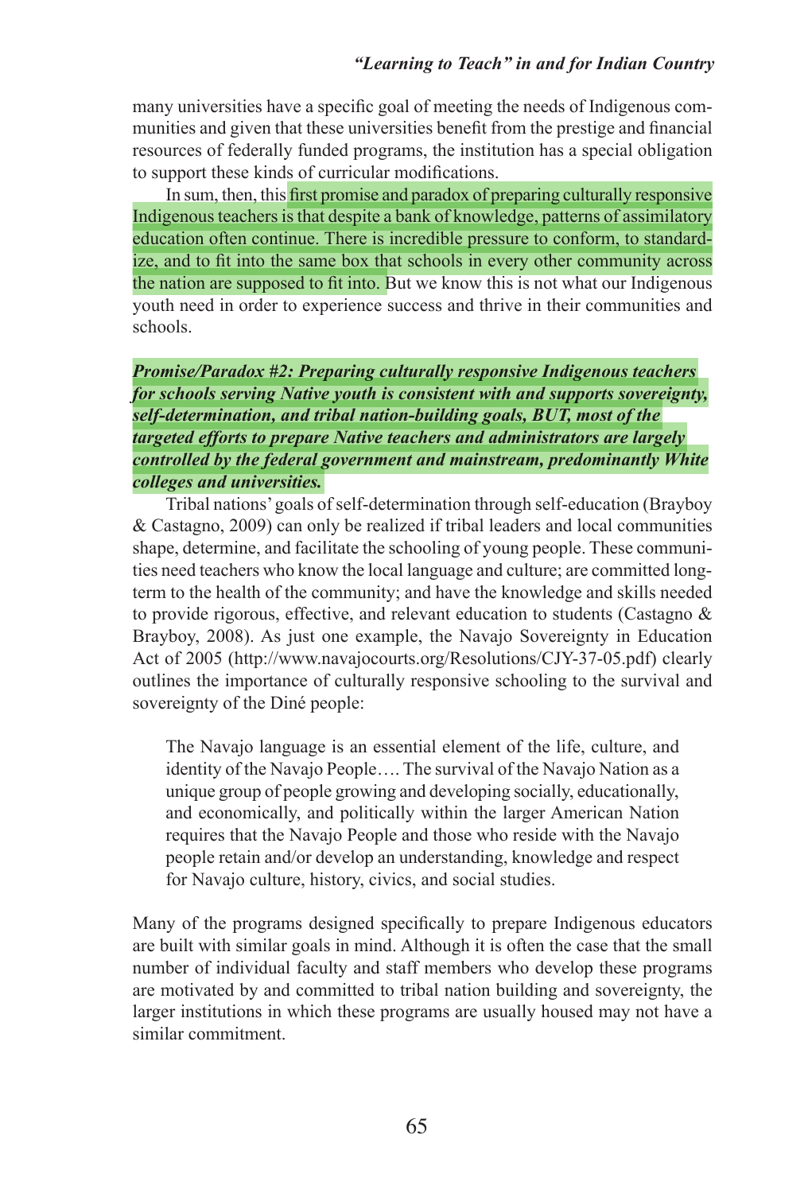many universities have a specific goal of meeting the needs of Indigenous communities and given that these universities benefit from the prestige and financial resources of federally funded programs, the institution has a special obligation to support these kinds of curricular modifications.

In sum, then, this first promise and paradox of preparing culturally responsive Indigenous teachers is that despite a bank of knowledge, patterns of assimilatory education often continue. There is incredible pressure to conform, to standardize, and to fit into the same box that schools in every other community across the nation are supposed to fit into. But we know this is not what our Indigenous youth need in order to experience success and thrive in their communities and schools.

***Promise/Paradox #2: Preparing culturally responsive Indigenous teachers for schools serving Native youth is consistent with and supports sovereignty, self-determination, and tribal nation-building goals, BUT, most of the targeted efforts to prepare Native teachers and administrators are largely controlled by the federal government and mainstream, predominantly White colleges and universities.***

Tribal nations' goals of self-determination through self-education (Brayboy & Castagno, 2009) can only be realized if tribal leaders and local communities shape, determine, and facilitate the schooling of young people. These communities need teachers who know the local language and culture; are committed long-term to the health of the community; and have the knowledge and skills needed to provide rigorous, effective, and relevant education to students (Castagno & Brayboy, 2008). As just one example, the Navajo Sovereignty in Education Act of 2005 (http://www.navajocourts.org/Resolutions/CJY-37-05.pdf) clearly outlines the importance of culturally responsive schooling to the survival and sovereignty of the Diné people:

> The Navajo language is an essential element of the life, culture, and identity of the Navajo People…. The survival of the Navajo Nation as a unique group of people growing and developing socially, educationally, and economically, and politically within the larger American Nation requires that the Navajo People and those who reside with the Navajo people retain and/or develop an understanding, knowledge and respect for Navajo culture, history, civics, and social studies.

Many of the programs designed specifically to prepare Indigenous educators are built with similar goals in mind. Although it is often the case that the small number of individual faculty and staff members who develop these programs are motivated by and committed to tribal nation building and sovereignty, the larger institutions in which these programs are usually housed may not have a similar commitment.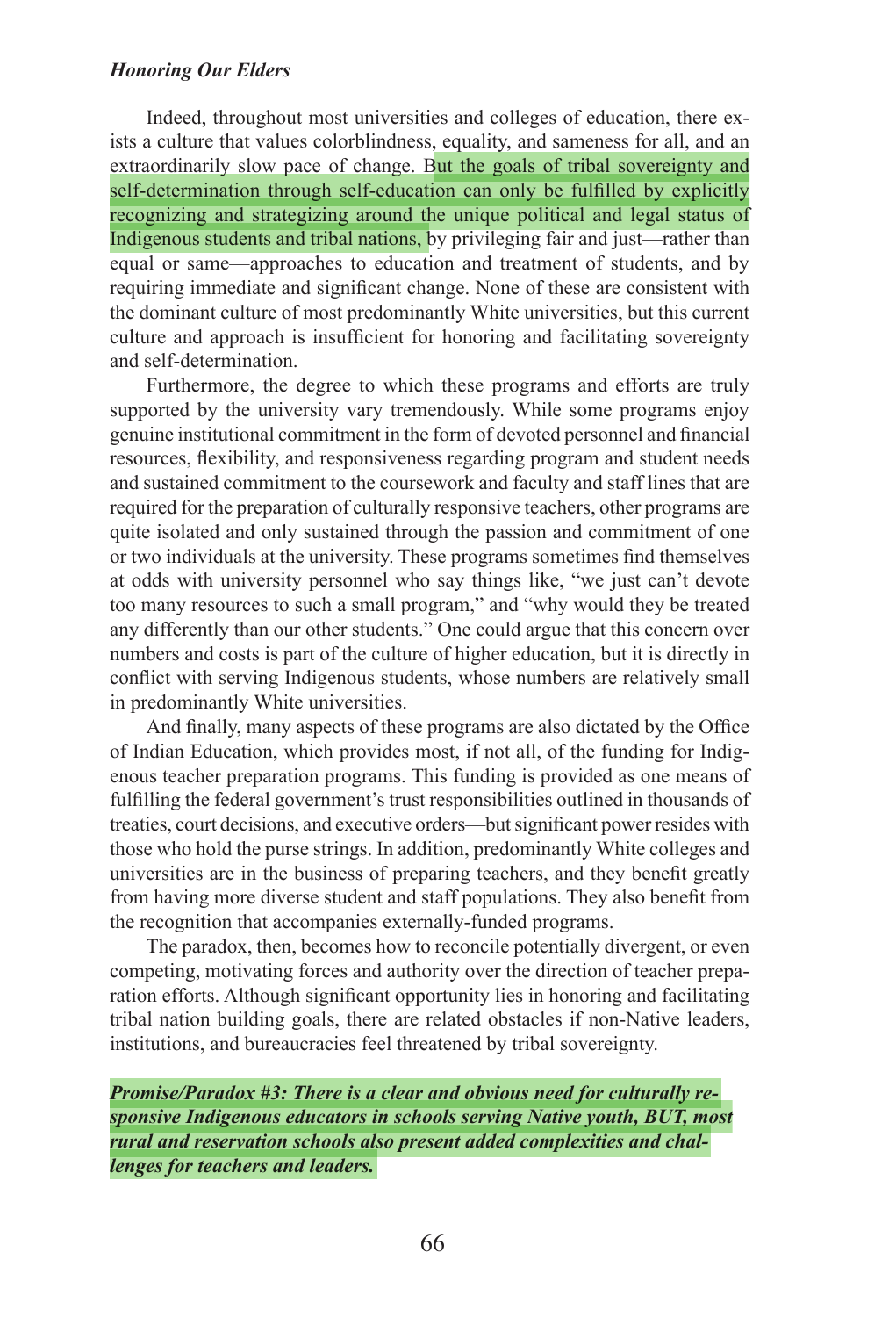Indeed, throughout most universities and colleges of education, there exists a culture that values colorblindness, equality, and sameness for all, and an extraordinarily slow pace of change. But the goals of tribal sovereignty and self-determination through self-education can only be fulfilled by explicitly recognizing and strategizing around the unique political and legal status of Indigenous students and tribal nations, by privileging fair and just—rather than equal or same—approaches to education and treatment of students, and by requiring immediate and significant change. None of these are consistent with the dominant culture of most predominantly White universities, but this current culture and approach is insufficient for honoring and facilitating sovereignty and self-determination.

Furthermore, the degree to which these programs and efforts are truly supported by the university vary tremendously. While some programs enjoy genuine institutional commitment in the form of devoted personnel and financial resources, flexibility, and responsiveness regarding program and student needs and sustained commitment to the coursework and faculty and staff lines that are required for the preparation of culturally responsive teachers, other programs are quite isolated and only sustained through the passion and commitment of one or two individuals at the university. These programs sometimes find themselves at odds with university personnel who say things like, "we just can't devote too many resources to such a small program," and "why would they be treated any differently than our other students." One could argue that this concern over numbers and costs is part of the culture of higher education, but it is directly in conflict with serving Indigenous students, whose numbers are relatively small in predominantly White universities.

And finally, many aspects of these programs are also dictated by the Office of Indian Education, which provides most, if not all, of the funding for Indigenous teacher preparation programs. This funding is provided as one means of fulfilling the federal government's trust responsibilities outlined in thousands of treaties, court decisions, and executive orders—but significant power resides with those who hold the purse strings. In addition, predominantly White colleges and universities are in the business of preparing teachers, and they benefit greatly from having more diverse student and staff populations. They also benefit from the recognition that accompanies externally-funded programs.

The paradox, then, becomes how to reconcile potentially divergent, or even competing, motivating forces and authority over the direction of teacher preparation efforts. Although significant opportunity lies in honoring and facilitating tribal nation building goals, there are related obstacles if non-Native leaders, institutions, and bureaucracies feel threatened by tribal sovereignty.

***Promise/Paradox #3: There is a clear and obvious need for culturally responsive Indigenous educators in schools serving Native youth, BUT, most rural and reservation schools also present added complexities and challenges for teachers and leaders.***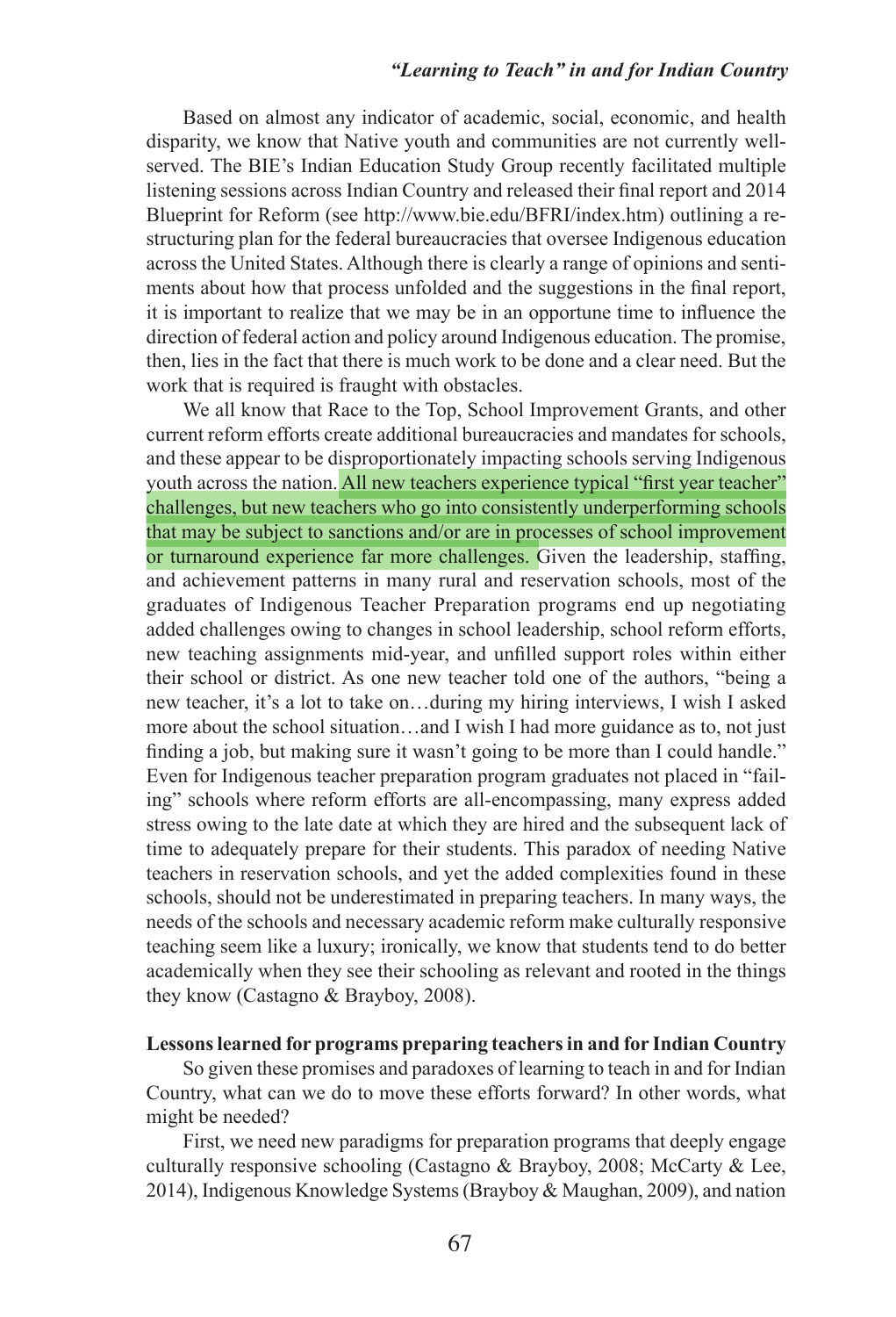Based on almost any indicator of academic, social, economic, and health disparity, we know that Native youth and communities are not currently well-served. The BIE's Indian Education Study Group recently facilitated multiple listening sessions across Indian Country and released their final report and 2014 Blueprint for Reform (see http://www.bie.edu/BFRI/index.htm) outlining a restructuring plan for the federal bureaucracies that oversee Indigenous education across the United States. Although there is clearly a range of opinions and sentiments about how that process unfolded and the suggestions in the final report, it is important to realize that we may be in an opportune time to influence the direction of federal action and policy around Indigenous education. The promise, then, lies in the fact that there is much work to be done and a clear need. But the work that is required is fraught with obstacles.

We all know that Race to the Top, School Improvement Grants, and other current reform efforts create additional bureaucracies and mandates for schools, and these appear to be disproportionately impacting schools serving Indigenous youth across the nation. All new teachers experience typical "first year teacher" challenges, but new teachers who go into consistently underperforming schools that may be subject to sanctions and/or are in processes of school improvement or turnaround experience far more challenges. Given the leadership, staffing, and achievement patterns in many rural and reservation schools, most of the graduates of Indigenous Teacher Preparation programs end up negotiating added challenges owing to changes in school leadership, school reform efforts, new teaching assignments mid-year, and unfilled support roles within either their school or district. As one new teacher told one of the authors, "being a new teacher, it's a lot to take on…during my hiring interviews, I wish I asked more about the school situation…and I wish I had more guidance as to, not just finding a job, but making sure it wasn't going to be more than I could handle." Even for Indigenous teacher preparation program graduates not placed in "failing" schools where reform efforts are all-encompassing, many express added stress owing to the late date at which they are hired and the subsequent lack of time to adequately prepare for their students. This paradox of needing Native teachers in reservation schools, and yet the added complexities found in these schools, should not be underestimated in preparing teachers. In many ways, the needs of the schools and necessary academic reform make culturally responsive teaching seem like a luxury; ironically, we know that students tend to do better academically when they see their schooling as relevant and rooted in the things they know (Castagno & Brayboy, 2008).

**Lessons learned for programs preparing teachers in and for Indian Country**

So given these promises and paradoxes of learning to teach in and for Indian Country, what can we do to move these efforts forward? In other words, what might be needed?

First, we need new paradigms for preparation programs that deeply engage culturally responsive schooling (Castagno & Brayboy, 2008; McCarty & Lee, 2014), Indigenous Knowledge Systems (Brayboy & Maughan, 2009), and nation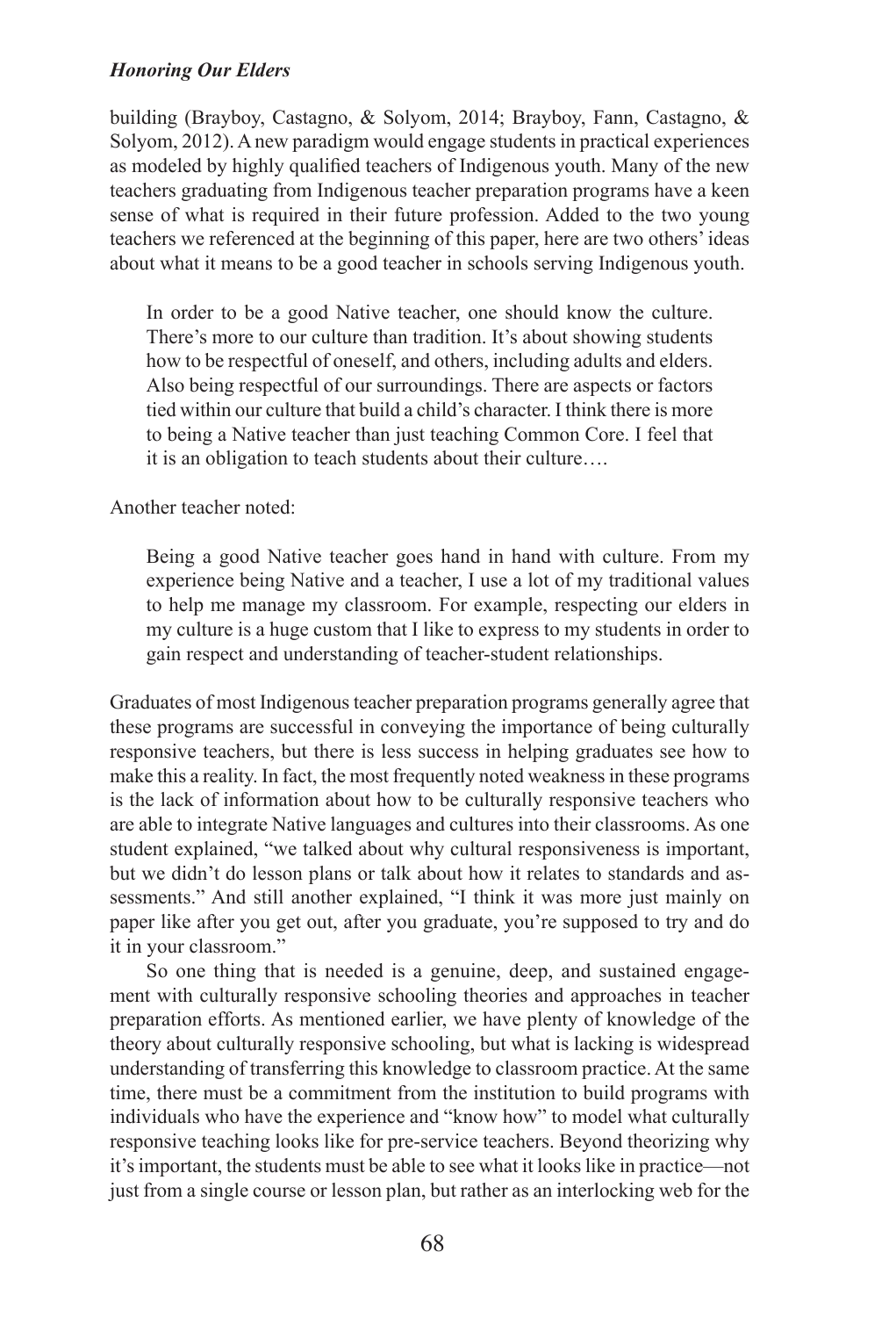building (Brayboy, Castagno, & Solyom, 2014; Brayboy, Fann, Castagno, & Solyom, 2012). A new paradigm would engage students in practical experiences as modeled by highly qualified teachers of Indigenous youth. Many of the new teachers graduating from Indigenous teacher preparation programs have a keen sense of what is required in their future profession. Added to the two young teachers we referenced at the beginning of this paper, here are two others' ideas about what it means to be a good teacher in schools serving Indigenous youth.

> In order to be a good Native teacher, one should know the culture. There's more to our culture than tradition. It's about showing students how to be respectful of oneself, and others, including adults and elders. Also being respectful of our surroundings. There are aspects or factors tied within our culture that build a child's character. I think there is more to being a Native teacher than just teaching Common Core. I feel that it is an obligation to teach students about their culture….

Another teacher noted:

> Being a good Native teacher goes hand in hand with culture. From my experience being Native and a teacher, I use a lot of my traditional values to help me manage my classroom. For example, respecting our elders in my culture is a huge custom that I like to express to my students in order to gain respect and understanding of teacher-student relationships.

Graduates of most Indigenous teacher preparation programs generally agree that these programs are successful in conveying the importance of being culturally responsive teachers, but there is less success in helping graduates see how to make this a reality. In fact, the most frequently noted weakness in these programs is the lack of information about how to be culturally responsive teachers who are able to integrate Native languages and cultures into their classrooms. As one student explained, "we talked about why cultural responsiveness is important, but we didn't do lesson plans or talk about how it relates to standards and assessments." And still another explained, "I think it was more just mainly on paper like after you get out, after you graduate, you're supposed to try and do it in your classroom."

So one thing that is needed is a genuine, deep, and sustained engagement with culturally responsive schooling theories and approaches in teacher preparation efforts. As mentioned earlier, we have plenty of knowledge of the theory about culturally responsive schooling, but what is lacking is widespread understanding of transferring this knowledge to classroom practice. At the same time, there must be a commitment from the institution to build programs with individuals who have the experience and "know how" to model what culturally responsive teaching looks like for pre-service teachers. Beyond theorizing why it's important, the students must be able to see what it looks like in practice—not just from a single course or lesson plan, but rather as an interlocking web for the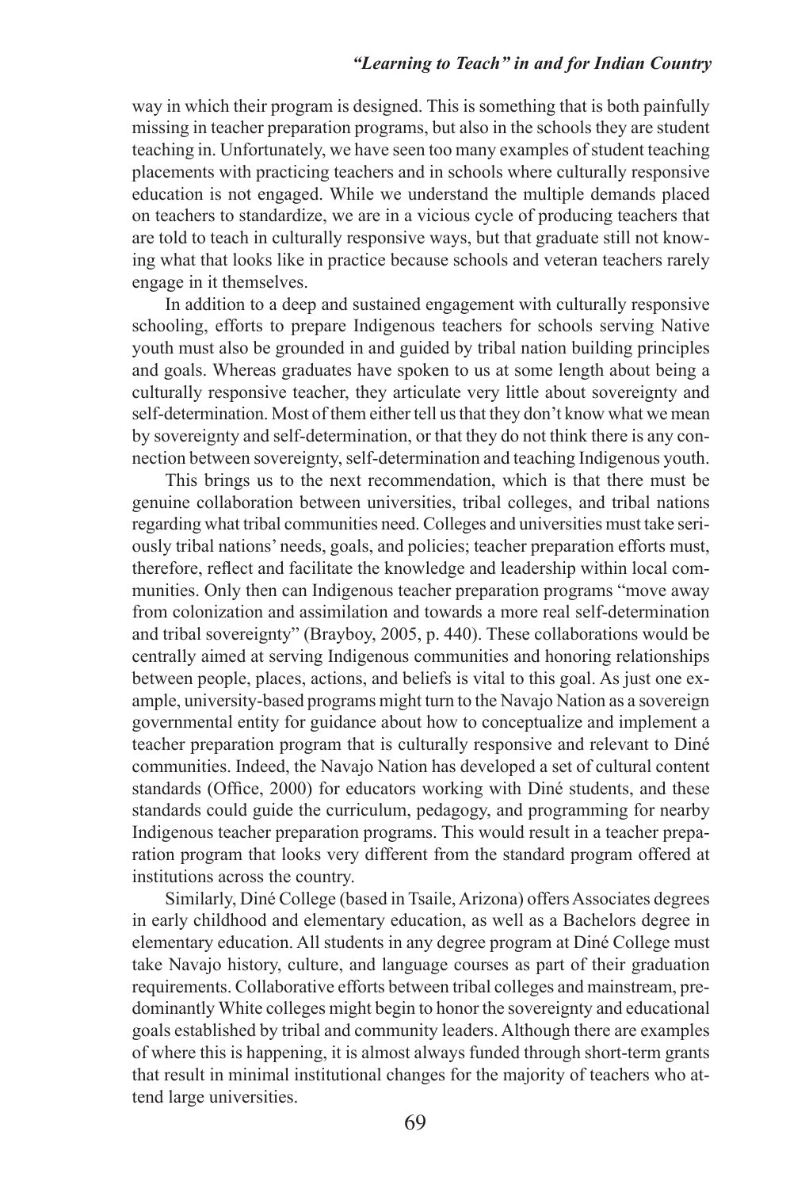way in which their program is designed. This is something that is both painfully missing in teacher preparation programs, but also in the schools they are student teaching in. Unfortunately, we have seen too many examples of student teaching placements with practicing teachers and in schools where culturally responsive education is not engaged. While we understand the multiple demands placed on teachers to standardize, we are in a vicious cycle of producing teachers that are told to teach in culturally responsive ways, but that graduate still not knowing what that looks like in practice because schools and veteran teachers rarely engage in it themselves.

In addition to a deep and sustained engagement with culturally responsive schooling, efforts to prepare Indigenous teachers for schools serving Native youth must also be grounded in and guided by tribal nation building principles and goals. Whereas graduates have spoken to us at some length about being a culturally responsive teacher, they articulate very little about sovereignty and self-determination. Most of them either tell us that they don't know what we mean by sovereignty and self-determination, or that they do not think there is any connection between sovereignty, self-determination and teaching Indigenous youth.

This brings us to the next recommendation, which is that there must be genuine collaboration between universities, tribal colleges, and tribal nations regarding what tribal communities need. Colleges and universities must take seriously tribal nations' needs, goals, and policies; teacher preparation efforts must, therefore, reflect and facilitate the knowledge and leadership within local communities. Only then can Indigenous teacher preparation programs "move away from colonization and assimilation and towards a more real self-determination and tribal sovereignty" (Brayboy, 2005, p. 440). These collaborations would be centrally aimed at serving Indigenous communities and honoring relationships between people, places, actions, and beliefs is vital to this goal. As just one example, university-based programs might turn to the Navajo Nation as a sovereign governmental entity for guidance about how to conceptualize and implement a teacher preparation program that is culturally responsive and relevant to Diné communities. Indeed, the Navajo Nation has developed a set of cultural content standards (Office, 2000) for educators working with Diné students, and these standards could guide the curriculum, pedagogy, and programming for nearby Indigenous teacher preparation programs. This would result in a teacher preparation program that looks very different from the standard program offered at institutions across the country.

Similarly, Diné College (based in Tsaile, Arizona) offers Associates degrees in early childhood and elementary education, as well as a Bachelors degree in elementary education. All students in any degree program at Diné College must take Navajo history, culture, and language courses as part of their graduation requirements. Collaborative efforts between tribal colleges and mainstream, predominantly White colleges might begin to honor the sovereignty and educational goals established by tribal and community leaders. Although there are examples of where this is happening, it is almost always funded through short-term grants that result in minimal institutional changes for the majority of teachers who attend large universities.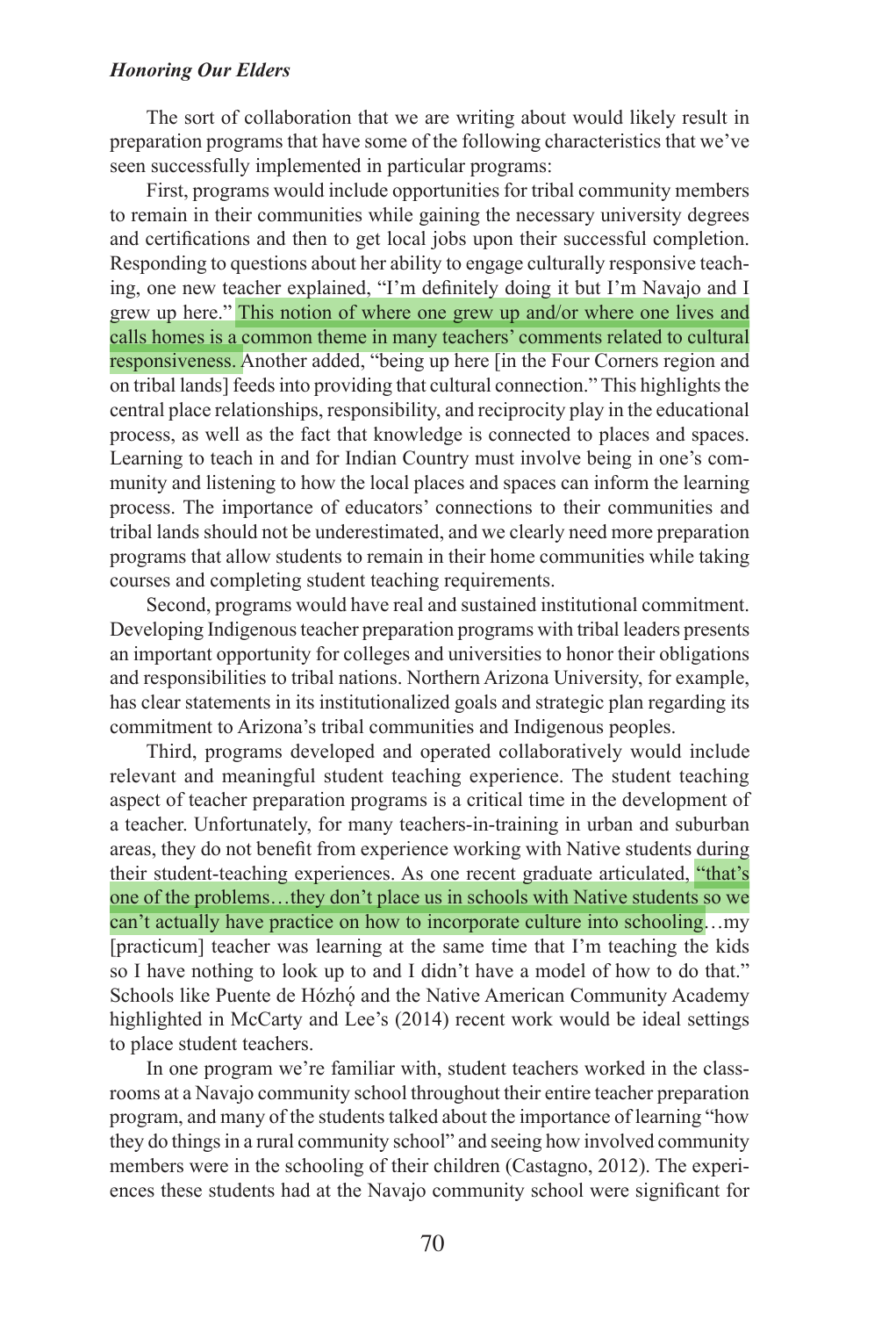The sort of collaboration that we are writing about would likely result in preparation programs that have some of the following characteristics that we've seen successfully implemented in particular programs:

First, programs would include opportunities for tribal community members to remain in their communities while gaining the necessary university degrees and certifications and then to get local jobs upon their successful completion. Responding to questions about her ability to engage culturally responsive teaching, one new teacher explained, "I'm definitely doing it but I'm Navajo and I grew up here." This notion of where one grew up and/or where one lives and calls homes is a common theme in many teachers' comments related to cultural responsiveness. Another added, "being up here [in the Four Corners region and on tribal lands] feeds into providing that cultural connection." This highlights the central place relationships, responsibility, and reciprocity play in the educational process, as well as the fact that knowledge is connected to places and spaces. Learning to teach in and for Indian Country must involve being in one's community and listening to how the local places and spaces can inform the learning process. The importance of educators' connections to their communities and tribal lands should not be underestimated, and we clearly need more preparation programs that allow students to remain in their home communities while taking courses and completing student teaching requirements.

Second, programs would have real and sustained institutional commitment. Developing Indigenous teacher preparation programs with tribal leaders presents an important opportunity for colleges and universities to honor their obligations and responsibilities to tribal nations. Northern Arizona University, for example, has clear statements in its institutionalized goals and strategic plan regarding its commitment to Arizona's tribal communities and Indigenous peoples.

Third, programs developed and operated collaboratively would include relevant and meaningful student teaching experience. The student teaching aspect of teacher preparation programs is a critical time in the development of a teacher. Unfortunately, for many teachers-in-training in urban and suburban areas, they do not benefit from experience working with Native students during their student-teaching experiences. As one recent graduate articulated, "that's one of the problems…they don't place us in schools with Native students so we can't actually have practice on how to incorporate culture into schooling…my [practicum] teacher was learning at the same time that I'm teaching the kids so I have nothing to look up to and I didn't have a model of how to do that." Schools like Puente de Hózhǫ́ and the Native American Community Academy highlighted in McCarty and Lee's (2014) recent work would be ideal settings to place student teachers.

In one program we're familiar with, student teachers worked in the classrooms at a Navajo community school throughout their entire teacher preparation program, and many of the students talked about the importance of learning "how they do things in a rural community school" and seeing how involved community members were in the schooling of their children (Castagno, 2012). The experiences these students had at the Navajo community school were significant for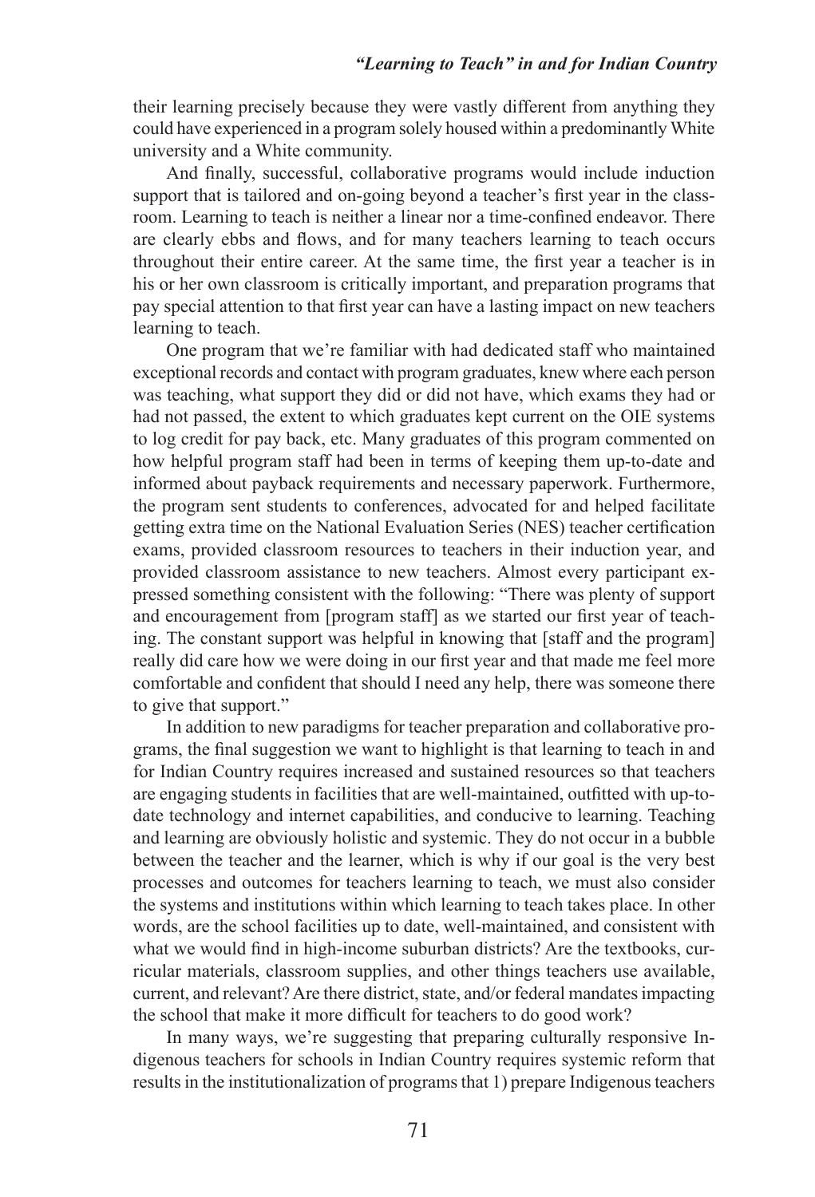their learning precisely because they were vastly different from anything they could have experienced in a program solely housed within a predominantly White university and a White community.

And finally, successful, collaborative programs would include induction support that is tailored and on-going beyond a teacher's first year in the classroom. Learning to teach is neither a linear nor a time-confined endeavor. There are clearly ebbs and flows, and for many teachers learning to teach occurs throughout their entire career. At the same time, the first year a teacher is in his or her own classroom is critically important, and preparation programs that pay special attention to that first year can have a lasting impact on new teachers learning to teach.

One program that we're familiar with had dedicated staff who maintained exceptional records and contact with program graduates, knew where each person was teaching, what support they did or did not have, which exams they had or had not passed, the extent to which graduates kept current on the OIE systems to log credit for pay back, etc. Many graduates of this program commented on how helpful program staff had been in terms of keeping them up-to-date and informed about payback requirements and necessary paperwork. Furthermore, the program sent students to conferences, advocated for and helped facilitate getting extra time on the National Evaluation Series (NES) teacher certification exams, provided classroom resources to teachers in their induction year, and provided classroom assistance to new teachers. Almost every participant expressed something consistent with the following: "There was plenty of support and encouragement from [program staff] as we started our first year of teaching. The constant support was helpful in knowing that [staff and the program] really did care how we were doing in our first year and that made me feel more comfortable and confident that should I need any help, there was someone there to give that support."

In addition to new paradigms for teacher preparation and collaborative programs, the final suggestion we want to highlight is that learning to teach in and for Indian Country requires increased and sustained resources so that teachers are engaging students in facilities that are well-maintained, outfitted with up-to-date technology and internet capabilities, and conducive to learning. Teaching and learning are obviously holistic and systemic. They do not occur in a bubble between the teacher and the learner, which is why if our goal is the very best processes and outcomes for teachers learning to teach, we must also consider the systems and institutions within which learning to teach takes place. In other words, are the school facilities up to date, well-maintained, and consistent with what we would find in high-income suburban districts? Are the textbooks, curricular materials, classroom supplies, and other things teachers use available, current, and relevant? Are there district, state, and/or federal mandates impacting the school that make it more difficult for teachers to do good work?

In many ways, we're suggesting that preparing culturally responsive Indigenous teachers for schools in Indian Country requires systemic reform that results in the institutionalization of programs that 1) prepare Indigenous teachers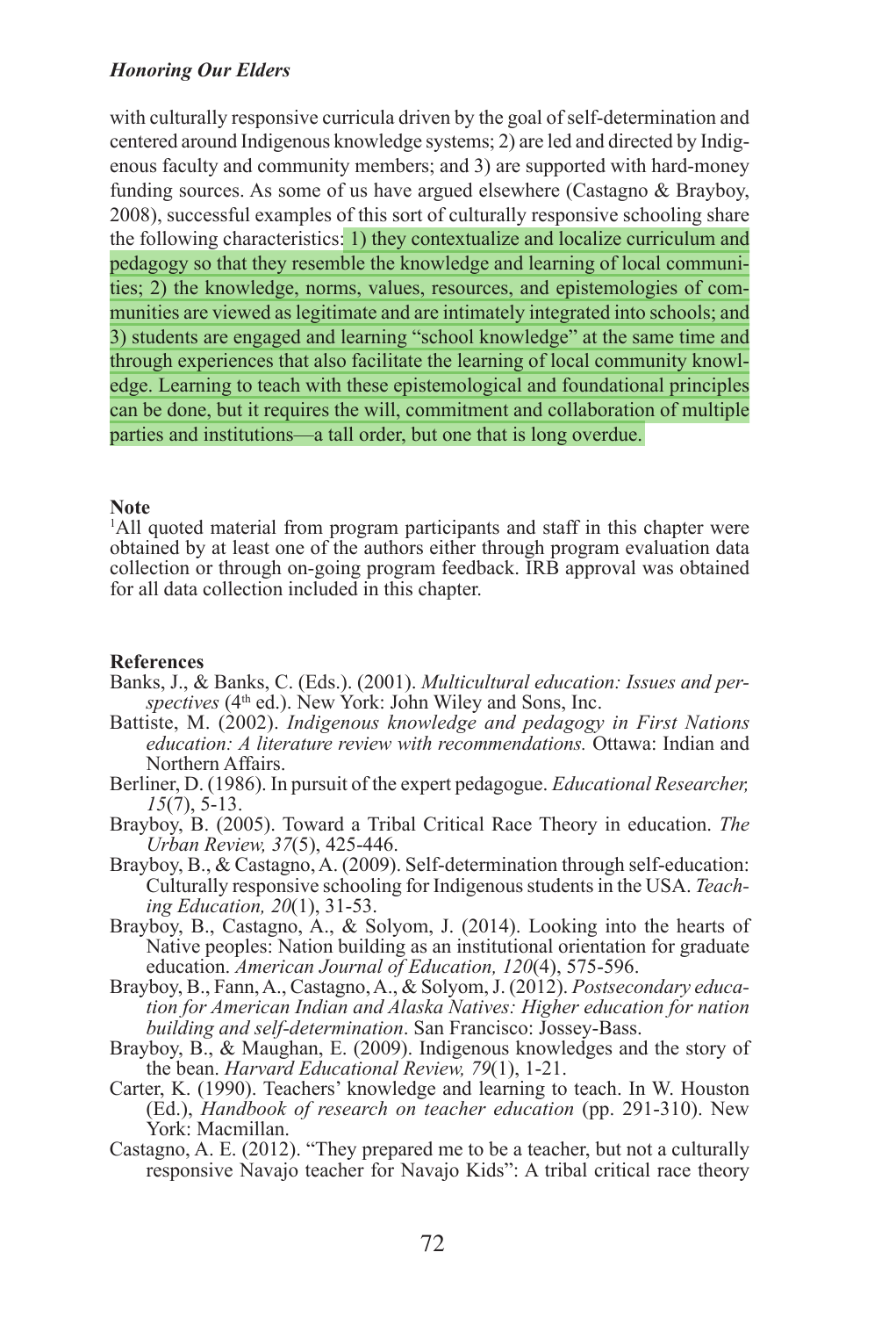with culturally responsive curricula driven by the goal of self-determination and centered around Indigenous knowledge systems; 2) are led and directed by Indigenous faculty and community members; and 3) are supported with hard-money funding sources. As some of us have argued elsewhere (Castagno & Brayboy, 2008), successful examples of this sort of culturally responsive schooling share the following characteristics: 1) they contextualize and localize curriculum and pedagogy so that they resemble the knowledge and learning of local communities; 2) the knowledge, norms, values, resources, and epistemologies of communities are viewed as legitimate and are intimately integrated into schools; and 3) students are engaged and learning "school knowledge" at the same time and through experiences that also facilitate the learning of local community knowledge. Learning to teach with these epistemological and foundational principles can be done, but it requires the will, commitment and collaboration of multiple parties and institutions—a tall order, but one that is long overdue.

**Note**

[1]All quoted material from program participants and staff in this chapter were obtained by at least one of the authors either through program evaluation data collection or through on-going program feedback. IRB approval was obtained for all data collection included in this chapter.

**References**

Banks, J., & Banks, C. (Eds.). (2001). *Multicultural education: Issues and perspectives* (4th ed.). New York: John Wiley and Sons, Inc.

Battiste, M. (2002). *Indigenous knowledge and pedagogy in First Nations education: A literature review with recommendations.* Ottawa: Indian and Northern Affairs.

Berliner, D. (1986). In pursuit of the expert pedagogue. *Educational Researcher, 15*(7), 5-13.

Brayboy, B. (2005). Toward a Tribal Critical Race Theory in education. *The Urban Review, 37*(5), 425-446.

Brayboy, B., & Castagno, A. (2009). Self-determination through self-education: Culturally responsive schooling for Indigenous students in the USA. *Teaching Education, 20*(1), 31-53.

Brayboy, B., Castagno, A., & Solyom, J. (2014). Looking into the hearts of Native peoples: Nation building as an institutional orientation for graduate education. *American Journal of Education, 120*(4), 575-596.

Brayboy, B., Fann, A., Castagno, A., & Solyom, J. (2012). *Postsecondary education for American Indian and Alaska Natives: Higher education for nation building and self-determination*. San Francisco: Jossey-Bass.

Brayboy, B., & Maughan, E. (2009). Indigenous knowledges and the story of the bean. *Harvard Educational Review, 79*(1), 1-21.

Carter, K. (1990). Teachers' knowledge and learning to teach. In W. Houston (Ed.), *Handbook of research on teacher education* (pp. 291-310). New York: Macmillan.

Castagno, A. E. (2012). "They prepared me to be a teacher, but not a culturally responsive Navajo teacher for Navajo Kids": A tribal critical race theory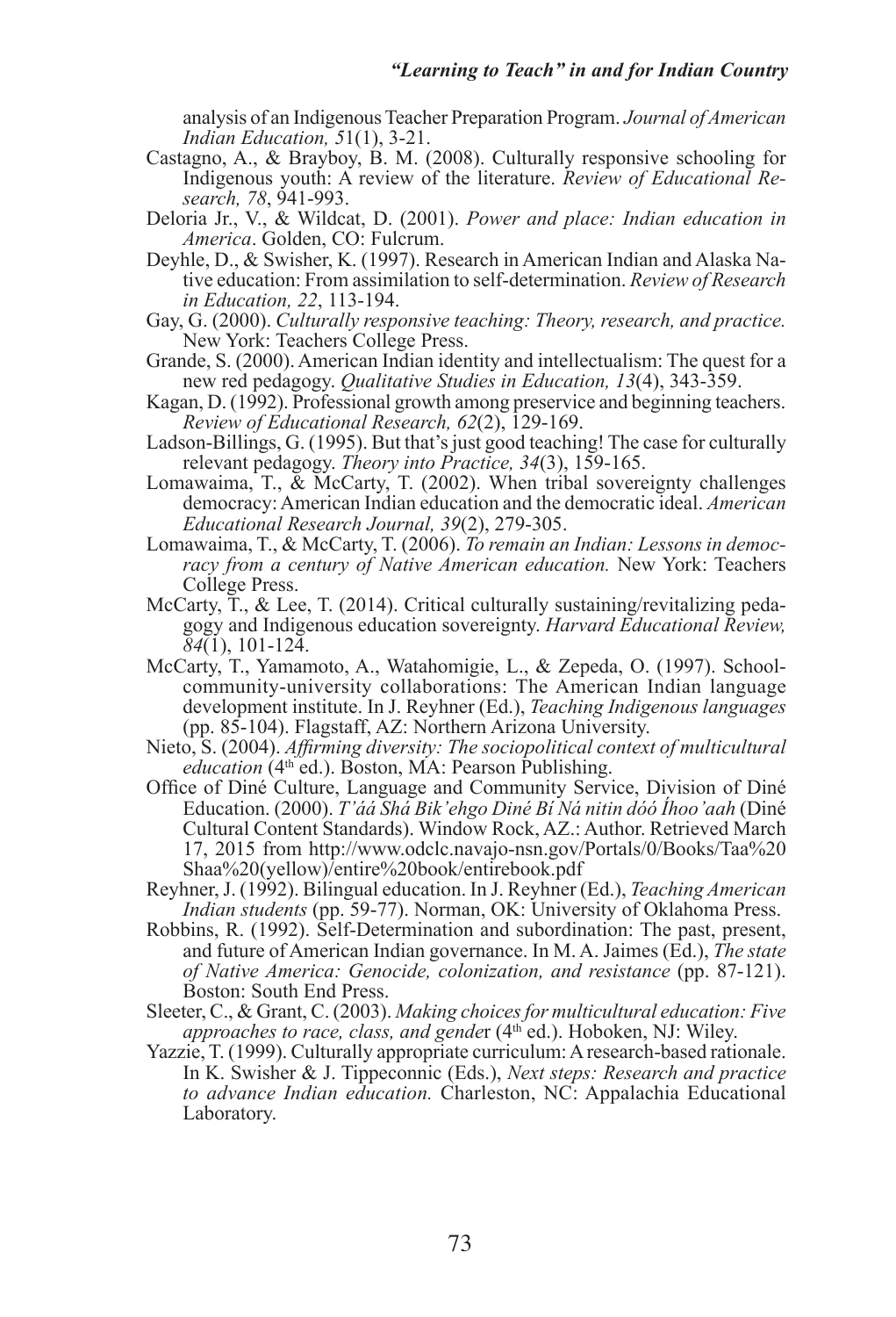analysis of an Indigenous Teacher Preparation Program. *Journal of American Indian Education, 5*1(1), 3-21.

Castagno, A., & Brayboy, B. M. (2008). Culturally responsive schooling for Indigenous youth: A review of the literature. *Review of Educational Research, 78*, 941-993.

Deloria Jr., V., & Wildcat, D. (2001). *Power and place: Indian education in America*. Golden, CO: Fulcrum.

Deyhle, D., & Swisher, K. (1997). Research in American Indian and Alaska Native education: From assimilation to self-determination. *Review of Research in Education, 22*, 113-194.

Gay, G. (2000). *Culturally responsive teaching: Theory, research, and practice.* New York: Teachers College Press.

Grande, S. (2000). American Indian identity and intellectualism: The quest for a new red pedagogy. *Qualitative Studies in Education, 13*(4), 343-359.

Kagan, D. (1992). Professional growth among preservice and beginning teachers. *Review of Educational Research, 62*(2), 129-169.

Ladson-Billings, G. (1995). But that's just good teaching! The case for culturally relevant pedagogy. *Theory into Practice, 34*(3), 159-165.

Lomawaima, T., & McCarty, T. (2002). When tribal sovereignty challenges democracy: American Indian education and the democratic ideal. *American Educational Research Journal, 39*(2), 279-305.

Lomawaima, T., & McCarty, T. (2006). *To remain an Indian: Lessons in democracy from a century of Native American education.* New York: Teachers College Press.

McCarty, T., & Lee, T. (2014). Critical culturally sustaining/revitalizing pedagogy and Indigenous education sovereignty. *Harvard Educational Review, 84*(1), 101-124.

McCarty, T., Yamamoto, A., Watahomigie, L., & Zepeda, O. (1997). School-community-university collaborations: The American Indian language development institute. In J. Reyhner (Ed.), *Teaching Indigenous languages* (pp. 85-104). Flagstaff, AZ: Northern Arizona University.

Nieto, S. (2004). *Affirming diversity: The sociopolitical context of multicultural education* (4th ed.). Boston, MA: Pearson Publishing.

Office of Diné Culture, Language and Community Service, Division of Diné Education. (2000). *T'áá Shá Bik'ehgo Diné Bí Ná nitin dóó Íhoo'aah* (Diné Cultural Content Standards). Window Rock, AZ.: Author. Retrieved March 17, 2015 from http://www.odclc.navajo-nsn.gov/Portals/0/Books/Taa%20Shaa%20(yellow)/entire%20book/entirebook.pdf

Reyhner, J. (1992). Bilingual education. In J. Reyhner (Ed.), *Teaching American Indian students* (pp. 59-77). Norman, OK: University of Oklahoma Press.

Robbins, R. (1992). Self-Determination and subordination: The past, present, and future of American Indian governance. In M. A. Jaimes (Ed.), *The state of Native America: Genocide, colonization, and resistance* (pp. 87-121). Boston: South End Press.

Sleeter, C., & Grant, C. (2003). *Making choices for multicultural education: Five approaches to race, class, and gende*r (4th ed.). Hoboken, NJ: Wiley.

Yazzie, T. (1999). Culturally appropriate curriculum: A research-based rationale. In K. Swisher & J. Tippeconnic (Eds.), *Next steps: Research and practice to advance Indian education.* Charleston, NC: Appalachia Educational Laboratory.